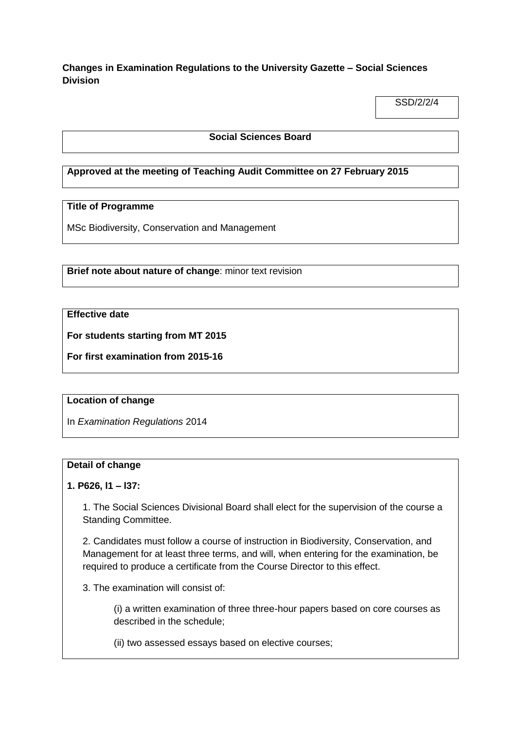**Changes in Examination Regulations to the University Gazette – Social Sciences Division**

SSD/2/2/4

**Social Sciences Board**

**Approved at the meeting of Teaching Audit Committee on 27 February 2015**

**Title of Programme**

MSc Biodiversity, Conservation and Management

**Brief note about nature of change**: minor text revision

**Effective date**

**For students starting from MT 2015**

**For first examination from 2015-16**

**Location of change**

In *Examination Regulations* 2014

**Detail of change**

**1. P626, l1 – l37:**

1. The Social Sciences Divisional Board shall elect for the supervision of the course a Standing Committee.

2. Candidates must follow a course of instruction in Biodiversity, Conservation, and Management for at least three terms, and will, when entering for the examination, be required to produce a certificate from the Course Director to this effect.

3. The examination will consist of:

   (i) a written examination of three three-hour papers based on core courses as described in the schedule;

   (ii) two assessed essays based on elective courses;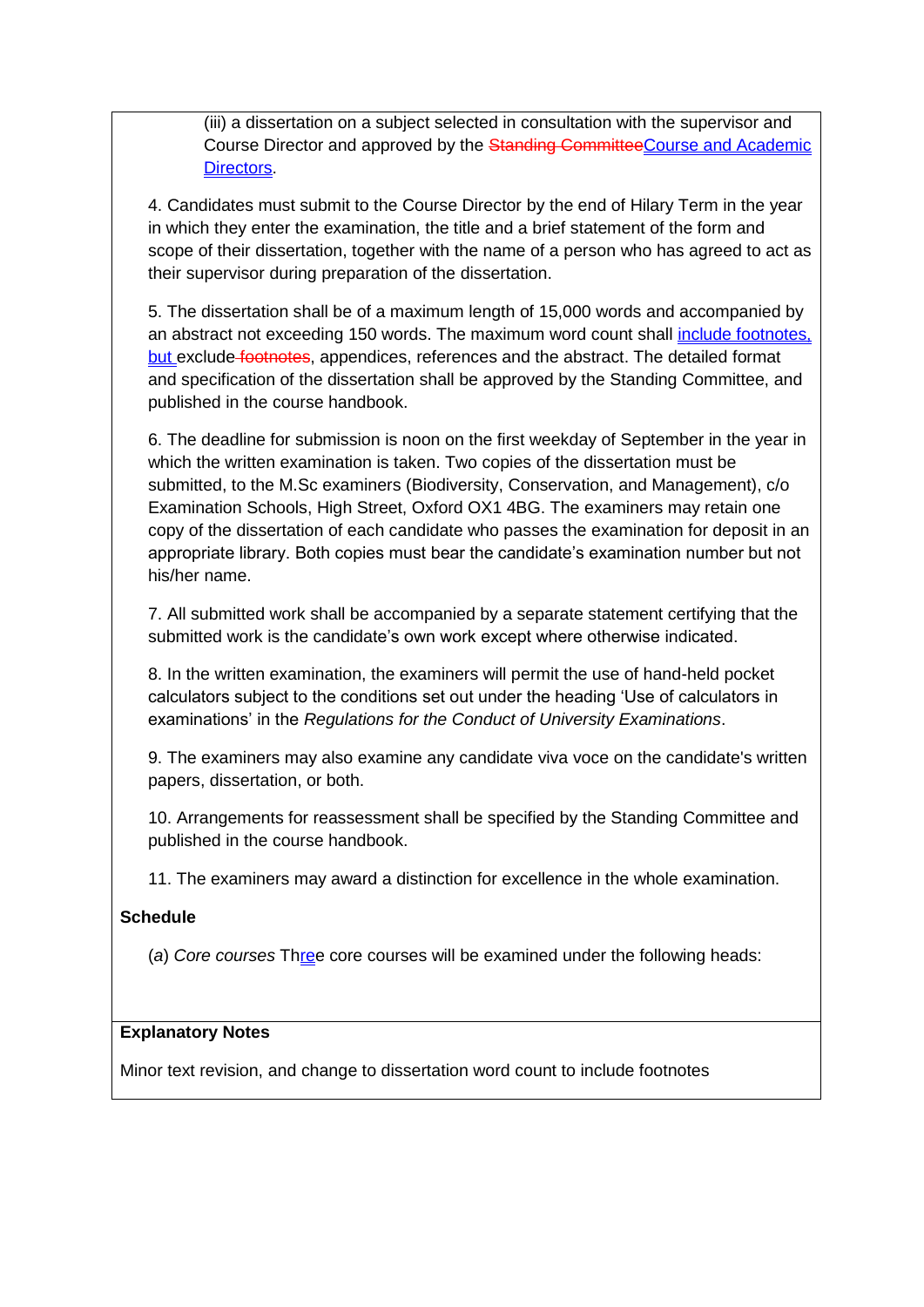(iii) a dissertation on a subject selected in consultation with the supervisor and Course Director and approved by the ~~Standing Committee~~<u>Course and Academic Directors</u>.

4. Candidates must submit to the Course Director by the end of Hilary Term in the year in which they enter the examination, the title and a brief statement of the form and scope of their dissertation, together with the name of a person who has agreed to act as their supervisor during preparation of the dissertation.

5. The dissertation shall be of a maximum length of 15,000 words and accompanied by an abstract not exceeding 150 words. The maximum word count shall <u>include footnotes, but</u> exclude ~~footnotes~~, appendices, references and the abstract. The detailed format and specification of the dissertation shall be approved by the Standing Committee, and published in the course handbook.

6. The deadline for submission is noon on the first weekday of September in the year in which the written examination is taken. Two copies of the dissertation must be submitted, to the M.Sc examiners (Biodiversity, Conservation, and Management), c/o Examination Schools, High Street, Oxford OX1 4BG. The examiners may retain one copy of the dissertation of each candidate who passes the examination for deposit in an appropriate library. Both copies must bear the candidate's examination number but not his/her name.

7. All submitted work shall be accompanied by a separate statement certifying that the submitted work is the candidate's own work except where otherwise indicated.

8. In the written examination, the examiners will permit the use of hand-held pocket calculators subject to the conditions set out under the heading 'Use of calculators in examinations' in the *Regulations for the Conduct of University Examinations*.

9. The examiners may also examine any candidate viva voce on the candidate's written papers, dissertation, or both.

10. Arrangements for reassessment shall be specified by the Standing Committee and published in the course handbook.

11. The examiners may award a distinction for excellence in the whole examination.

**Schedule**

(*a*) *Core courses* Th<u>re</u>e core courses will be examined under the following heads:

**Explanatory Notes**

Minor text revision, and change to dissertation word count to include footnotes